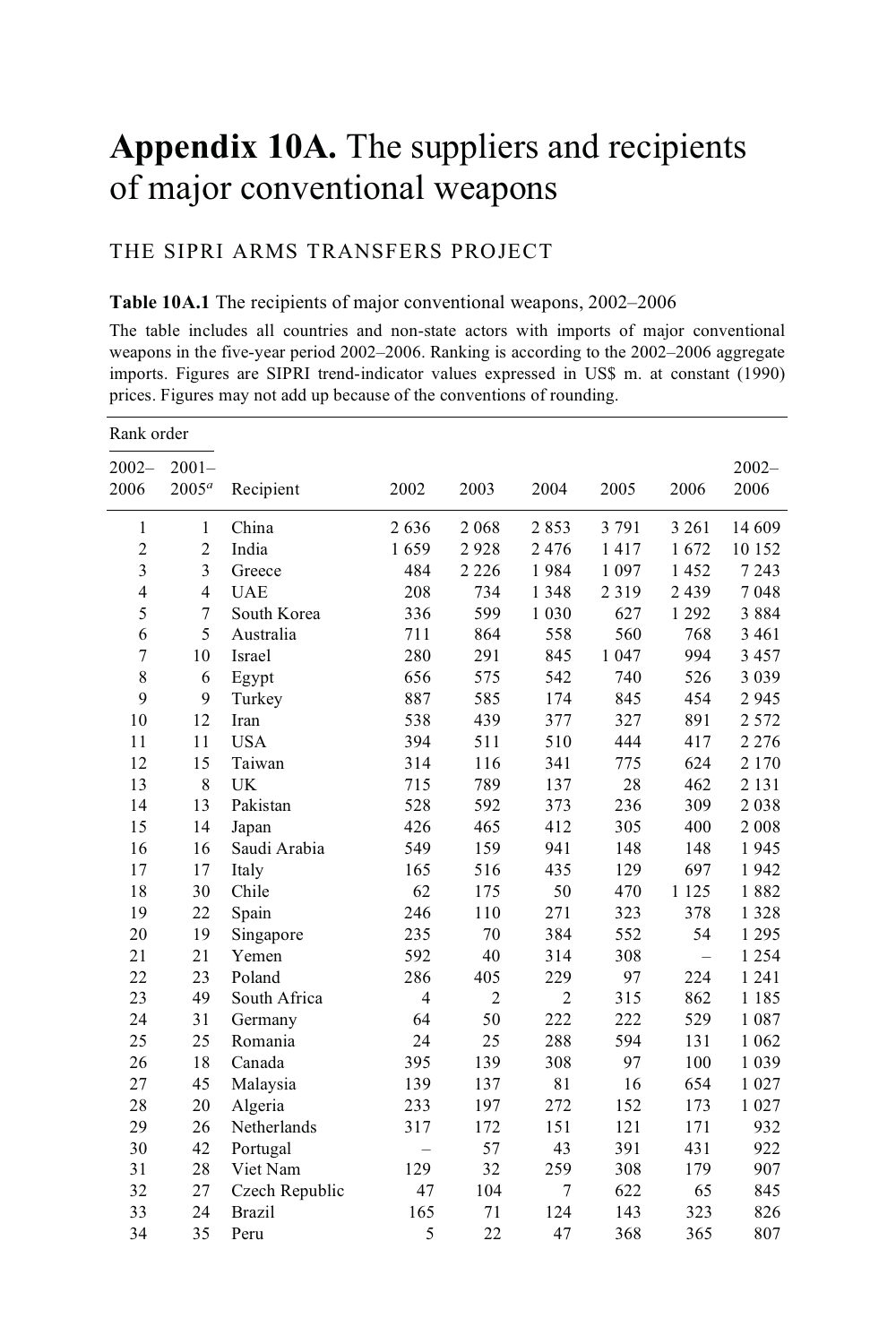# Appendix 10A. The suppliers and recipients of major conventional weapons

THE SIPRI ARMS TRANSFERS PROJECT

**Table 10A.1** The recipients of major conventional weapons, 2002–2006

The table includes all countries and non-state actors with imports of major conventional weapons in the five-year period 2002–2006. Ranking is according to the 2002–2006 aggregate imports. Figures are SIPRI trend-indicator values expressed in US$ m. at constant (1990) prices. Figures may not add up because of the conventions of rounding.

| Rank order | | | | | | | | |
|---|---|---|---|---|---|---|---|---|
| 2002–2006 | 2001–2005[a] | Recipient | 2002 | 2003 | 2004 | 2005 | 2006 | 2002–2006 |
| 1 | 1 | China | 2 636 | 2 068 | 2 853 | 3 791 | 3 261 | 14 609 |
| 2 | 2 | India | 1 659 | 2 928 | 2 476 | 1 417 | 1 672 | 10 152 |
| 3 | 3 | Greece | 484 | 2 226 | 1 984 | 1 097 | 1 452 | 7 243 |
| 4 | 4 | UAE | 208 | 734 | 1 348 | 2 319 | 2 439 | 7 048 |
| 5 | 7 | South Korea | 336 | 599 | 1 030 | 627 | 1 292 | 3 884 |
| 6 | 5 | Australia | 711 | 864 | 558 | 560 | 768 | 3 461 |
| 7 | 10 | Israel | 280 | 291 | 845 | 1 047 | 994 | 3 457 |
| 8 | 6 | Egypt | 656 | 575 | 542 | 740 | 526 | 3 039 |
| 9 | 9 | Turkey | 887 | 585 | 174 | 845 | 454 | 2 945 |
| 10 | 12 | Iran | 538 | 439 | 377 | 327 | 891 | 2 572 |
| 11 | 11 | USA | 394 | 511 | 510 | 444 | 417 | 2 276 |
| 12 | 15 | Taiwan | 314 | 116 | 341 | 775 | 624 | 2 170 |
| 13 | 8 | UK | 715 | 789 | 137 | 28 | 462 | 2 131 |
| 14 | 13 | Pakistan | 528 | 592 | 373 | 236 | 309 | 2 038 |
| 15 | 14 | Japan | 426 | 465 | 412 | 305 | 400 | 2 008 |
| 16 | 16 | Saudi Arabia | 549 | 159 | 941 | 148 | 148 | 1 945 |
| 17 | 17 | Italy | 165 | 516 | 435 | 129 | 697 | 1 942 |
| 18 | 30 | Chile | 62 | 175 | 50 | 470 | 1 125 | 1 882 |
| 19 | 22 | Spain | 246 | 110 | 271 | 323 | 378 | 1 328 |
| 20 | 19 | Singapore | 235 | 70 | 384 | 552 | 54 | 1 295 |
| 21 | 21 | Yemen | 592 | 40 | 314 | 308 | – | 1 254 |
| 22 | 23 | Poland | 286 | 405 | 229 | 97 | 224 | 1 241 |
| 23 | 49 | South Africa | 4 | 2 | 2 | 315 | 862 | 1 185 |
| 24 | 31 | Germany | 64 | 50 | 222 | 222 | 529 | 1 087 |
| 25 | 25 | Romania | 24 | 25 | 288 | 594 | 131 | 1 062 |
| 26 | 18 | Canada | 395 | 139 | 308 | 97 | 100 | 1 039 |
| 27 | 45 | Malaysia | 139 | 137 | 81 | 16 | 654 | 1 027 |
| 28 | 20 | Algeria | 233 | 197 | 272 | 152 | 173 | 1 027 |
| 29 | 26 | Netherlands | 317 | 172 | 151 | 121 | 171 | 932 |
| 30 | 42 | Portugal | – | 57 | 43 | 391 | 431 | 922 |
| 31 | 28 | Viet Nam | 129 | 32 | 259 | 308 | 179 | 907 |
| 32 | 27 | Czech Republic | 47 | 104 | 7 | 622 | 65 | 845 |
| 33 | 24 | Brazil | 165 | 71 | 124 | 143 | 323 | 826 |
| 34 | 35 | Peru | 5 | 22 | 47 | 368 | 365 | 807 |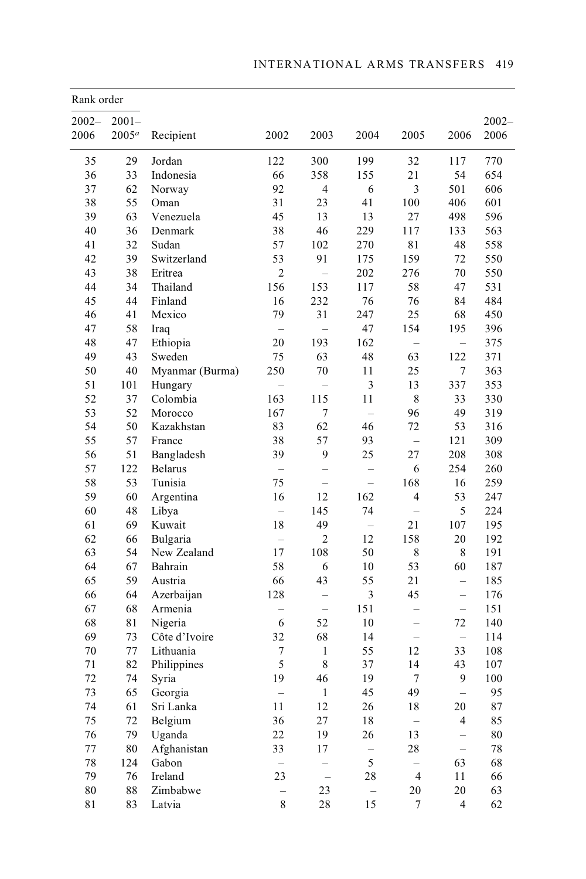| Rank order | | | | | | | | |
|---|---|---|---|---|---|---|---|---|
| 2002–2006 | 2001–2005[a] | Recipient | 2002 | 2003 | 2004 | 2005 | 2006 | 2002–2006 |
| 35 | 29 | Jordan | 122 | 300 | 199 | 32 | 117 | 770 |
| 36 | 33 | Indonesia | 66 | 358 | 155 | 21 | 54 | 654 |
| 37 | 62 | Norway | 92 | 4 | 6 | 3 | 501 | 606 |
| 38 | 55 | Oman | 31 | 23 | 41 | 100 | 406 | 601 |
| 39 | 63 | Venezuela | 45 | 13 | 13 | 27 | 498 | 596 |
| 40 | 36 | Denmark | 38 | 46 | 229 | 117 | 133 | 563 |
| 41 | 32 | Sudan | 57 | 102 | 270 | 81 | 48 | 558 |
| 42 | 39 | Switzerland | 53 | 91 | 175 | 159 | 72 | 550 |
| 43 | 38 | Eritrea | 2 | – | 202 | 276 | 70 | 550 |
| 44 | 34 | Thailand | 156 | 153 | 117 | 58 | 47 | 531 |
| 45 | 44 | Finland | 16 | 232 | 76 | 76 | 84 | 484 |
| 46 | 41 | Mexico | 79 | 31 | 247 | 25 | 68 | 450 |
| 47 | 58 | Iraq | – | – | 47 | 154 | 195 | 396 |
| 48 | 47 | Ethiopia | 20 | 193 | 162 | – | – | 375 |
| 49 | 43 | Sweden | 75 | 63 | 48 | 63 | 122 | 371 |
| 50 | 40 | Myanmar (Burma) | 250 | 70 | 11 | 25 | 7 | 363 |
| 51 | 101 | Hungary | – | – | 3 | 13 | 337 | 353 |
| 52 | 37 | Colombia | 163 | 115 | 11 | 8 | 33 | 330 |
| 53 | 52 | Morocco | 167 | 7 | – | 96 | 49 | 319 |
| 54 | 50 | Kazakhstan | 83 | 62 | 46 | 72 | 53 | 316 |
| 55 | 57 | France | 38 | 57 | 93 | – | 121 | 309 |
| 56 | 51 | Bangladesh | 39 | 9 | 25 | 27 | 208 | 308 |
| 57 | 122 | Belarus | – | – | – | 6 | 254 | 260 |
| 58 | 53 | Tunisia | 75 | – | – | 168 | 16 | 259 |
| 59 | 60 | Argentina | 16 | 12 | 162 | 4 | 53 | 247 |
| 60 | 48 | Libya | – | 145 | 74 | – | 5 | 224 |
| 61 | 69 | Kuwait | 18 | 49 | – | 21 | 107 | 195 |
| 62 | 66 | Bulgaria | – | 2 | 12 | 158 | 20 | 192 |
| 63 | 54 | New Zealand | 17 | 108 | 50 | 8 | 8 | 191 |
| 64 | 67 | Bahrain | 58 | 6 | 10 | 53 | 60 | 187 |
| 65 | 59 | Austria | 66 | 43 | 55 | 21 | – | 185 |
| 66 | 64 | Azerbaijan | 128 | – | 3 | 45 | – | 176 |
| 67 | 68 | Armenia | – | – | 151 | – | – | 151 |
| 68 | 81 | Nigeria | 6 | 52 | 10 | – | 72 | 140 |
| 69 | 73 | Côte d'Ivoire | 32 | 68 | 14 | – | – | 114 |
| 70 | 77 | Lithuania | 7 | 1 | 55 | 12 | 33 | 108 |
| 71 | 82 | Philippines | 5 | 8 | 37 | 14 | 43 | 107 |
| 72 | 74 | Syria | 19 | 46 | 19 | 7 | 9 | 100 |
| 73 | 65 | Georgia | – | 1 | 45 | 49 | – | 95 |
| 74 | 61 | Sri Lanka | 11 | 12 | 26 | 18 | 20 | 87 |
| 75 | 72 | Belgium | 36 | 27 | 18 | – | 4 | 85 |
| 76 | 79 | Uganda | 22 | 19 | 26 | 13 | – | 80 |
| 77 | 80 | Afghanistan | 33 | 17 | – | 28 | – | 78 |
| 78 | 124 | Gabon | – | – | 5 | – | 63 | 68 |
| 79 | 76 | Ireland | 23 | – | 28 | 4 | 11 | 66 |
| 80 | 88 | Zimbabwe | – | 23 | – | 20 | 20 | 63 |
| 81 | 83 | Latvia | 8 | 28 | 15 | 7 | 4 | 62 |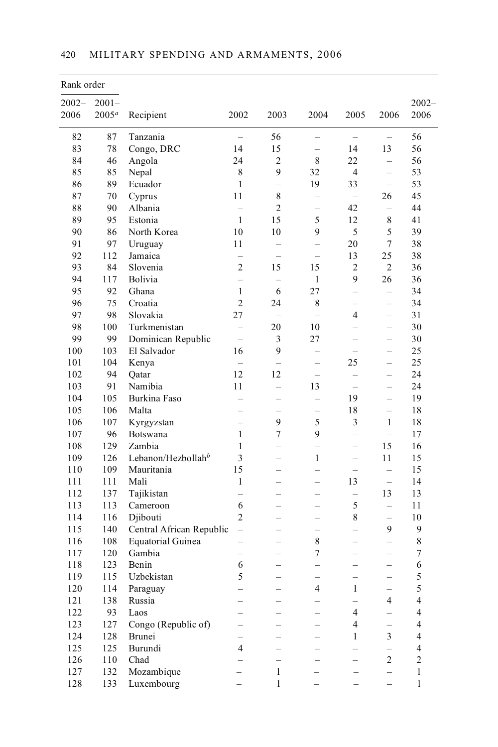| Rank order | | | | | | | | |
|---|---|---|---|---|---|---|---|---|
| 2002–2006 | 2001–2005[a] | Recipient | 2002 | 2003 | 2004 | 2005 | 2006 | 2002–2006 |
| 82 | 87 | Tanzania | – | 56 | – | – | – | 56 |
| 83 | 78 | Congo, DRC | 14 | 15 | – | 14 | 13 | 56 |
| 84 | 46 | Angola | 24 | 2 | 8 | 22 | – | 56 |
| 85 | 85 | Nepal | 8 | 9 | 32 | 4 | – | 53 |
| 86 | 89 | Ecuador | 1 | – | 19 | 33 | – | 53 |
| 87 | 70 | Cyprus | 11 | 8 | – | – | 26 | 45 |
| 88 | 90 | Albania | – | 2 | – | 42 | – | 44 |
| 89 | 95 | Estonia | 1 | 15 | 5 | 12 | 8 | 41 |
| 90 | 86 | North Korea | 10 | 10 | 9 | 5 | 5 | 39 |
| 91 | 97 | Uruguay | 11 | – | – | 20 | 7 | 38 |
| 92 | 112 | Jamaica | – | – | – | 13 | 25 | 38 |
| 93 | 84 | Slovenia | 2 | 15 | 15 | 2 | 2 | 36 |
| 94 | 117 | Bolivia | – | – | 1 | 9 | 26 | 36 |
| 95 | 92 | Ghana | 1 | 6 | 27 | – | – | 34 |
| 96 | 75 | Croatia | 2 | 24 | 8 | – | – | 34 |
| 97 | 98 | Slovakia | 27 | – | – | 4 | – | 31 |
| 98 | 100 | Turkmenistan | – | 20 | 10 | – | – | 30 |
| 99 | 99 | Dominican Republic | – | 3 | 27 | – | – | 30 |
| 100 | 103 | El Salvador | 16 | 9 | – | – | – | 25 |
| 101 | 104 | Kenya | – | – | – | 25 | – | 25 |
| 102 | 94 | Qatar | 12 | 12 | – | – | – | 24 |
| 103 | 91 | Namibia | 11 | – | 13 | – | – | 24 |
| 104 | 105 | Burkina Faso | – | – | – | 19 | – | 19 |
| 105 | 106 | Malta | – | – | – | 18 | – | 18 |
| 106 | 107 | Kyrgyzstan | – | 9 | 5 | 3 | 1 | 18 |
| 107 | 96 | Botswana | 1 | 7 | 9 | – | – | 17 |
| 108 | 129 | Zambia | 1 | – | – | – | 15 | 16 |
| 109 | 126 | Lebanon/Hezbollah[b] | 3 | – | 1 | – | 11 | 15 |
| 110 | 109 | Mauritania | 15 | – | – | – | – | 15 |
| 111 | 111 | Mali | 1 | – | – | 13 | – | 14 |
| 112 | 137 | Tajikistan | – | – | – | – | 13 | 13 |
| 113 | 113 | Cameroon | 6 | – | – | 5 | – | 11 |
| 114 | 116 | Djibouti | 2 | – | – | 8 | – | 10 |
| 115 | 140 | Central African Republic | – | – | – | – | 9 | 9 |
| 116 | 108 | Equatorial Guinea | – | – | 8 | – | – | 8 |
| 117 | 120 | Gambia | – | – | 7 | – | – | 7 |
| 118 | 123 | Benin | 6 | – | – | – | – | 6 |
| 119 | 115 | Uzbekistan | 5 | – | – | – | – | 5 |
| 120 | 114 | Paraguay | – | – | 4 | 1 | – | 5 |
| 121 | 138 | Russia | – | – | – | – | 4 | 4 |
| 122 | 93 | Laos | – | – | – | 4 | – | 4 |
| 123 | 127 | Congo (Republic of) | – | – | – | 4 | – | 4 |
| 124 | 128 | Brunei | – | – | – | 1 | 3 | 4 |
| 125 | 125 | Burundi | 4 | – | – | – | – | 4 |
| 126 | 110 | Chad | – | – | – | – | 2 | 2 |
| 127 | 132 | Mozambique | – | 1 | – | – | – | 1 |
| 128 | 133 | Luxembourg | – | 1 | – | – | – | 1 |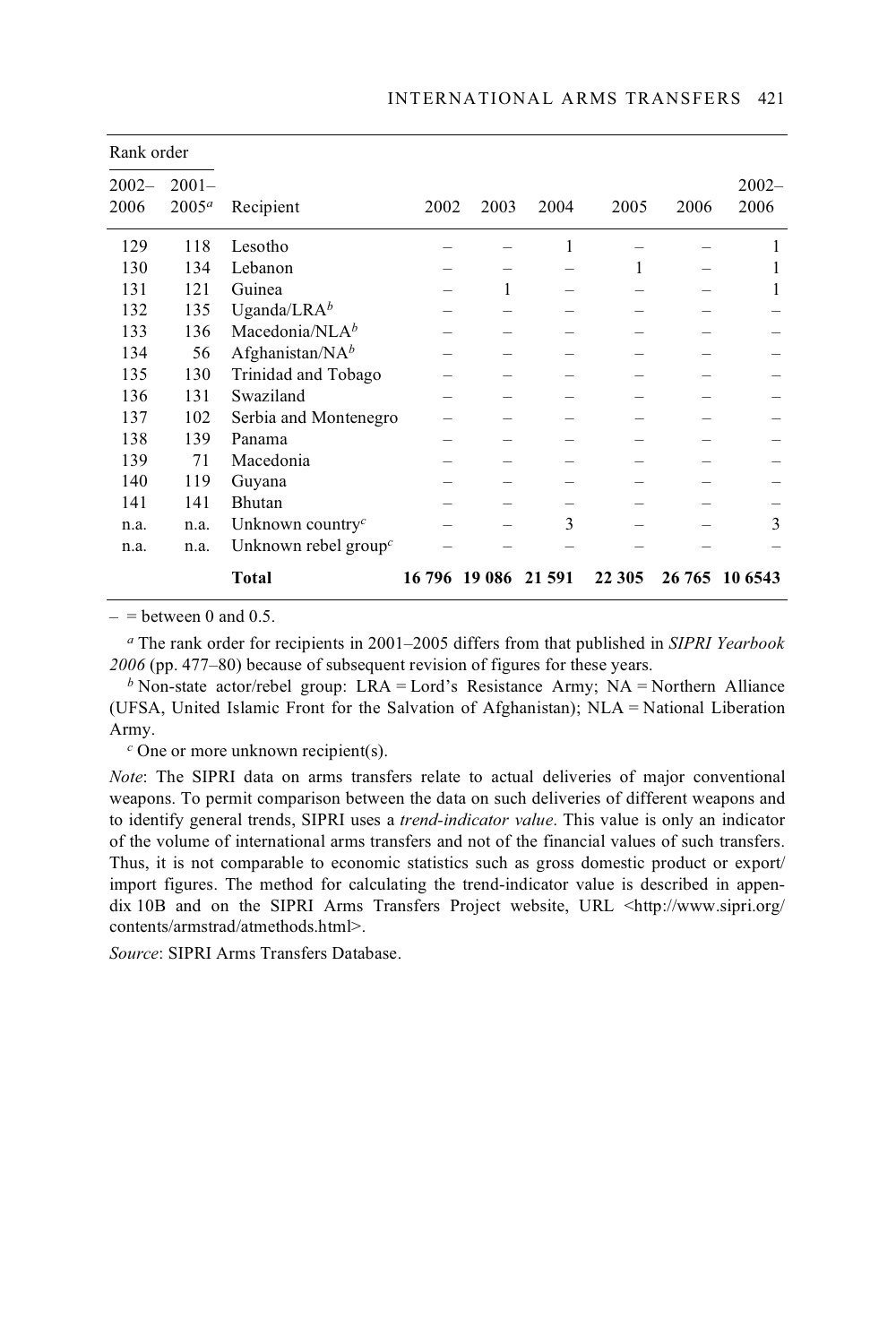| Rank order | | | | | | | | |
|---|---|---|---|---|---|---|---|---|
| 2002–2006 | 2001–2005[a] | Recipient | 2002 | 2003 | 2004 | 2005 | 2006 | 2002–2006 |
| 129 | 118 | Lesotho | – | – | 1 | – | – | 1 |
| 130 | 134 | Lebanon | – | – | – | 1 | – | 1 |
| 131 | 121 | Guinea | – | 1 | – | – | – | 1 |
| 132 | 135 | Uganda/LRA[b] | – | – | – | – | – | – |
| 133 | 136 | Macedonia/NLA[b] | – | – | – | – | – | – |
| 134 | 56 | Afghanistan/NA[b] | – | – | – | – | – | – |
| 135 | 130 | Trinidad and Tobago | – | – | – | – | – | – |
| 136 | 131 | Swaziland | – | – | – | – | – | – |
| 137 | 102 | Serbia and Montenegro | – | – | – | – | – | – |
| 138 | 139 | Panama | – | – | – | – | – | – |
| 139 | 71 | Macedonia | – | – | – | – | – | – |
| 140 | 119 | Guyana | – | – | – | – | – | – |
| 141 | 141 | Bhutan | – | – | – | – | – | – |
| n.a. | n.a. | Unknown country[c] | – | – | 3 | – | – | 3 |
| n.a. | n.a. | Unknown rebel group[c] | – | – | – | – | – | – |
| | | **Total** | **16 796** | **19 086** | **21 591** | **22 305** | **26 765** | **10 6543** |

– = between 0 and 0.5.

[a] The rank order for recipients in 2001–2005 differs from that published in *SIPRI Yearbook 2006* (pp. 477–80) because of subsequent revision of figures for these years.

[b] Non-state actor/rebel group: LRA = Lord's Resistance Army; NA = Northern Alliance (UFSA, United Islamic Front for the Salvation of Afghanistan); NLA = National Liberation Army.

[c] One or more unknown recipient(s).

*Note*: The SIPRI data on arms transfers relate to actual deliveries of major conventional weapons. To permit comparison between the data on such deliveries of different weapons and to identify general trends, SIPRI uses a *trend-indicator value*. This value is only an indicator of the volume of international arms transfers and not of the financial values of such transfers. Thus, it is not comparable to economic statistics such as gross domestic product or export/import figures. The method for calculating the trend-indicator value is described in appendix 10B and on the SIPRI Arms Transfers Project website, URL <http://www.sipri.org/contents/armstrad/atmethods.html>.

*Source*: SIPRI Arms Transfers Database.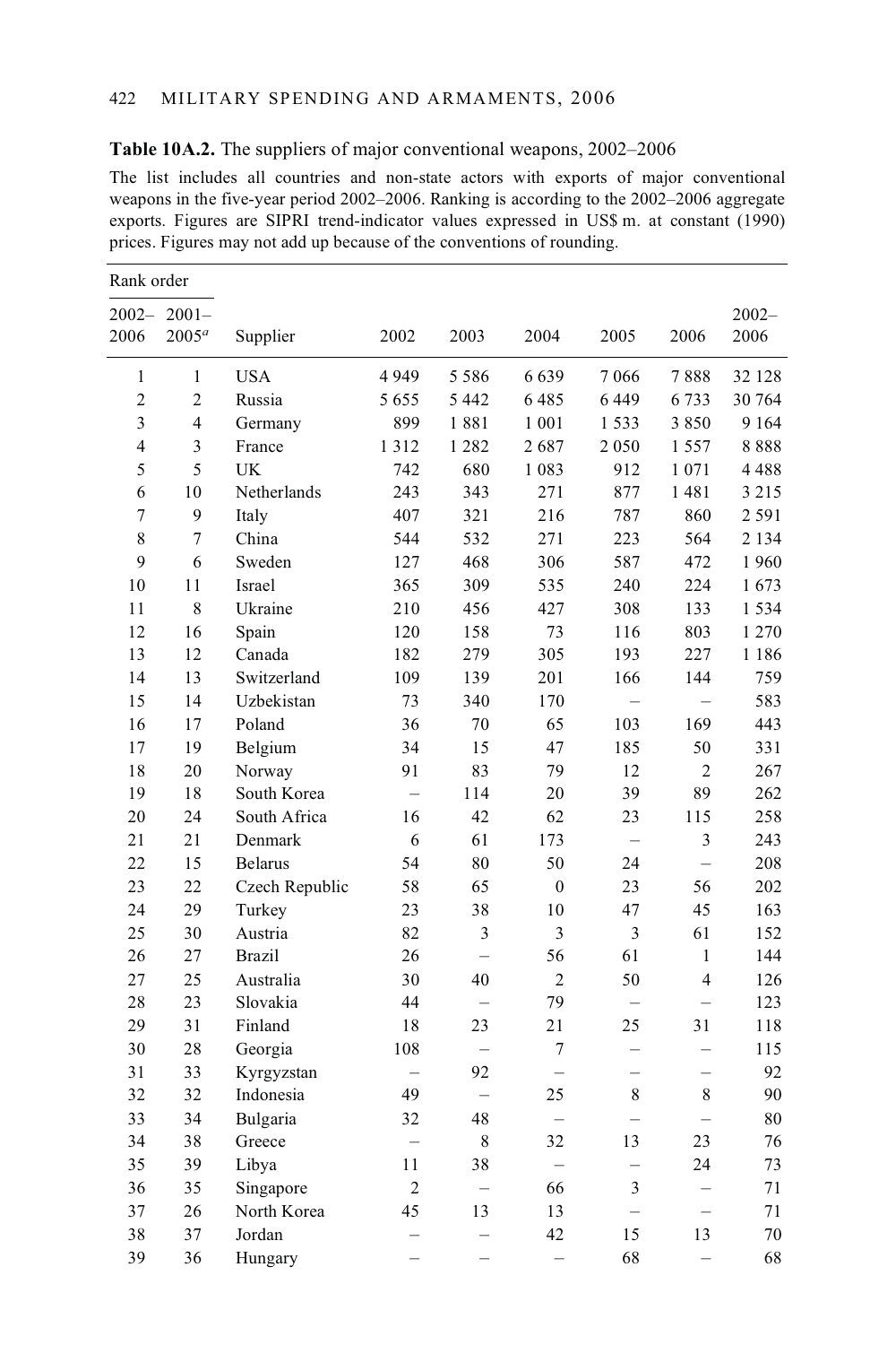**Table 10A.2.** The suppliers of major conventional weapons, 2002–2006

The list includes all countries and non-state actors with exports of major conventional weapons in the five-year period 2002–2006. Ranking is according to the 2002–2006 aggregate exports. Figures are SIPRI trend-indicator values expressed in US$ m. at constant (1990) prices. Figures may not add up because of the conventions of rounding.

| Rank order | | | | | | | | |
|---|---|---|---|---|---|---|---|---|
| 2002–2006 | 2001–2005[a] | Supplier | 2002 | 2003 | 2004 | 2005 | 2006 | 2002–2006 |
| 1 | 1 | USA | 4 949 | 5 586 | 6 639 | 7 066 | 7 888 | 32 128 |
| 2 | 2 | Russia | 5 655 | 5 442 | 6 485 | 6 449 | 6 733 | 30 764 |
| 3 | 4 | Germany | 899 | 1 881 | 1 001 | 1 533 | 3 850 | 9 164 |
| 4 | 3 | France | 1 312 | 1 282 | 2 687 | 2 050 | 1 557 | 8 888 |
| 5 | 5 | UK | 742 | 680 | 1 083 | 912 | 1 071 | 4 488 |
| 6 | 10 | Netherlands | 243 | 343 | 271 | 877 | 1 481 | 3 215 |
| 7 | 9 | Italy | 407 | 321 | 216 | 787 | 860 | 2 591 |
| 8 | 7 | China | 544 | 532 | 271 | 223 | 564 | 2 134 |
| 9 | 6 | Sweden | 127 | 468 | 306 | 587 | 472 | 1 960 |
| 10 | 11 | Israel | 365 | 309 | 535 | 240 | 224 | 1 673 |
| 11 | 8 | Ukraine | 210 | 456 | 427 | 308 | 133 | 1 534 |
| 12 | 16 | Spain | 120 | 158 | 73 | 116 | 803 | 1 270 |
| 13 | 12 | Canada | 182 | 279 | 305 | 193 | 227 | 1 186 |
| 14 | 13 | Switzerland | 109 | 139 | 201 | 166 | 144 | 759 |
| 15 | 14 | Uzbekistan | 73 | 340 | 170 | – | – | 583 |
| 16 | 17 | Poland | 36 | 70 | 65 | 103 | 169 | 443 |
| 17 | 19 | Belgium | 34 | 15 | 47 | 185 | 50 | 331 |
| 18 | 20 | Norway | 91 | 83 | 79 | 12 | 2 | 267 |
| 19 | 18 | South Korea | – | 114 | 20 | 39 | 89 | 262 |
| 20 | 24 | South Africa | 16 | 42 | 62 | 23 | 115 | 258 |
| 21 | 21 | Denmark | 6 | 61 | 173 | – | 3 | 243 |
| 22 | 15 | Belarus | 54 | 80 | 50 | 24 | – | 208 |
| 23 | 22 | Czech Republic | 58 | 65 | 0 | 23 | 56 | 202 |
| 24 | 29 | Turkey | 23 | 38 | 10 | 47 | 45 | 163 |
| 25 | 30 | Austria | 82 | 3 | 3 | 3 | 61 | 152 |
| 26 | 27 | Brazil | 26 | – | 56 | 61 | 1 | 144 |
| 27 | 25 | Australia | 30 | 40 | 2 | 50 | 4 | 126 |
| 28 | 23 | Slovakia | 44 | – | 79 | – | – | 123 |
| 29 | 31 | Finland | 18 | 23 | 21 | 25 | 31 | 118 |
| 30 | 28 | Georgia | 108 | – | 7 | – | – | 115 |
| 31 | 33 | Kyrgyzstan | – | 92 | – | – | – | 92 |
| 32 | 32 | Indonesia | 49 | – | 25 | 8 | 8 | 90 |
| 33 | 34 | Bulgaria | 32 | 48 | – | – | – | 80 |
| 34 | 38 | Greece | – | 8 | 32 | 13 | 23 | 76 |
| 35 | 39 | Libya | 11 | 38 | – | – | 24 | 73 |
| 36 | 35 | Singapore | 2 | – | 66 | 3 | – | 71 |
| 37 | 26 | North Korea | 45 | 13 | 13 | – | – | 71 |
| 38 | 37 | Jordan | – | – | 42 | 15 | 13 | 70 |
| 39 | 36 | Hungary | – | – | – | 68 | – | 68 |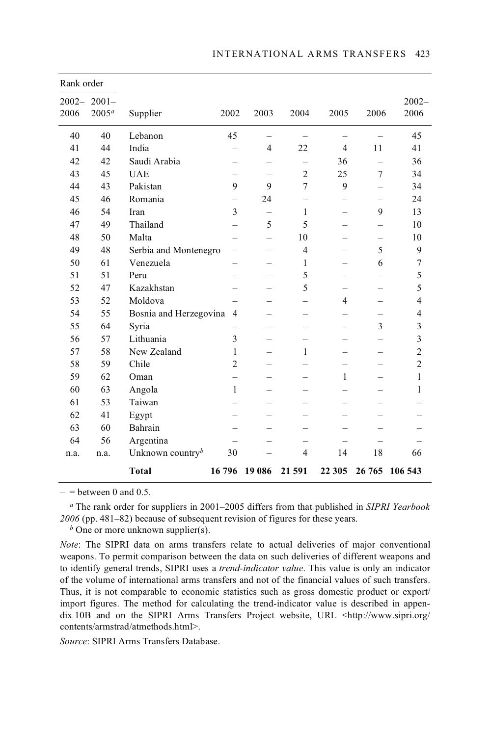| Rank order | | | | | | | | |
|---|---|---|---|---|---|---|---|---|
| 2002–2006 | 2001–2005[a] | Supplier | 2002 | 2003 | 2004 | 2005 | 2006 | 2002–2006 |
| 40 | 40 | Lebanon | 45 | – | – | – | – | 45 |
| 41 | 44 | India | – | 4 | 22 | 4 | 11 | 41 |
| 42 | 42 | Saudi Arabia | – | – | – | 36 | – | 36 |
| 43 | 45 | UAE | – | – | 2 | 25 | 7 | 34 |
| 44 | 43 | Pakistan | 9 | 9 | 7 | 9 | – | 34 |
| 45 | 46 | Romania | – | 24 | – | – | – | 24 |
| 46 | 54 | Iran | 3 | – | 1 | – | 9 | 13 |
| 47 | 49 | Thailand | – | 5 | 5 | – | – | 10 |
| 48 | 50 | Malta | – | – | 10 | – | – | 10 |
| 49 | 48 | Serbia and Montenegro | – | – | 4 | – | 5 | 9 |
| 50 | 61 | Venezuela | – | – | 1 | – | 6 | 7 |
| 51 | 51 | Peru | – | – | 5 | – | – | 5 |
| 52 | 47 | Kazakhstan | – | – | 5 | – | – | 5 |
| 53 | 52 | Moldova | – | – | – | 4 | – | 4 |
| 54 | 55 | Bosnia and Herzegovina | 4 | – | – | – | – | 4 |
| 55 | 64 | Syria | – | – | – | – | 3 | 3 |
| 56 | 57 | Lithuania | 3 | – | – | – | – | 3 |
| 57 | 58 | New Zealand | 1 | – | 1 | – | – | 2 |
| 58 | 59 | Chile | 2 | – | – | – | – | 2 |
| 59 | 62 | Oman | – | – | – | 1 | – | 1 |
| 60 | 63 | Angola | 1 | – | – | – | – | 1 |
| 61 | 53 | Taiwan | – | – | – | – | – | – |
| 62 | 41 | Egypt | – | – | – | – | – | – |
| 63 | 60 | Bahrain | – | – | – | – | – | – |
| 64 | 56 | Argentina | – | – | – | – | – | – |
| n.a. | n.a. | Unknown country[b] | 30 | – | 4 | 14 | 18 | 66 |
| | | **Total** | **16 796** | **19 086** | **21 591** | **22 305** | **26 765** | **106 543** |

– = between 0 and 0.5.

[a] The rank order for suppliers in 2001–2005 differs from that published in *SIPRI Yearbook 2006* (pp. 481–82) because of subsequent revision of figures for these years.

[b] One or more unknown supplier(s).

*Note*: The SIPRI data on arms transfers relate to actual deliveries of major conventional weapons. To permit comparison between the data on such deliveries of different weapons and to identify general trends, SIPRI uses a *trend-indicator value*. This value is only an indicator of the volume of international arms transfers and not of the financial values of such transfers. Thus, it is not comparable to economic statistics such as gross domestic product or export/import figures. The method for calculating the trend-indicator value is described in appendix 10B and on the SIPRI Arms Transfers Project website, URL <http://www.sipri.org/contents/armstrad/atmethods.html>.

*Source*: SIPRI Arms Transfers Database.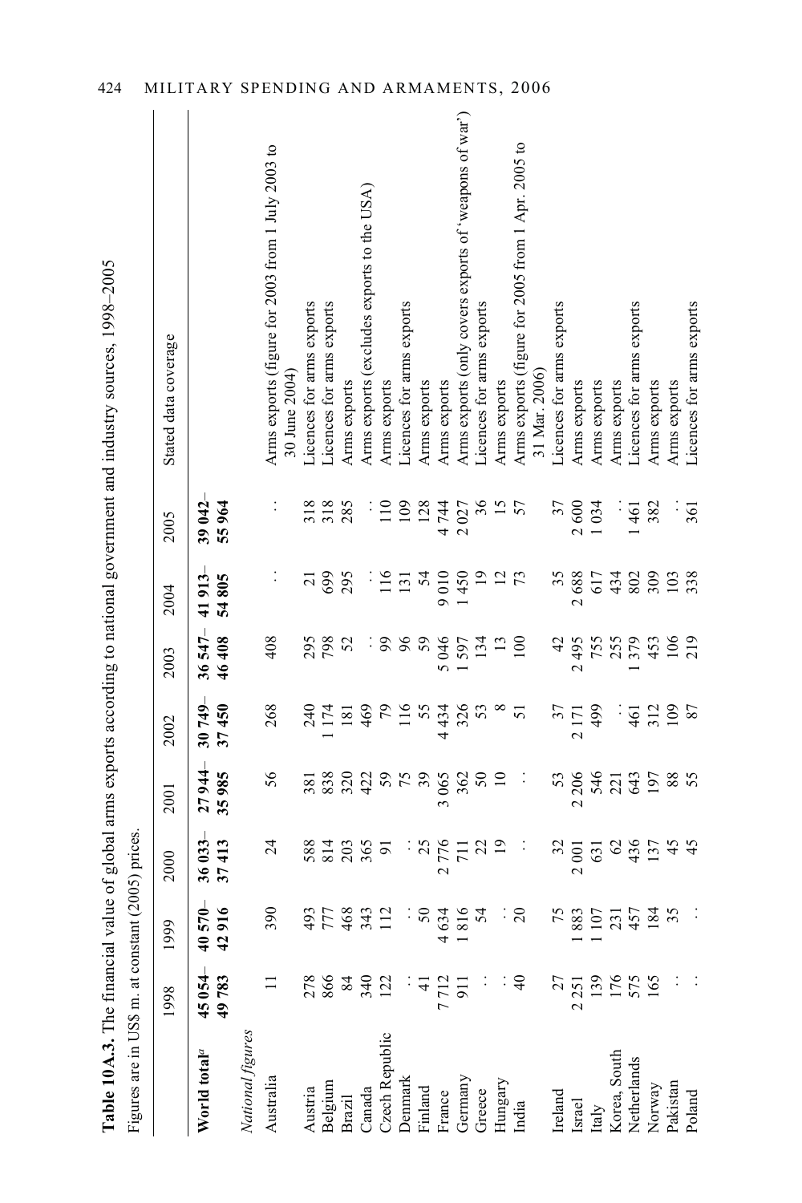**Table 10A.3.** The financial value of global arms exports according to national government and industry sources, 1998–2005

Figures are in US$ m. at constant (2005) prices.

| | 1998 | 1999 | 2000 | 2001 | 2002 | 2003 | 2004 | 2005 | Stated data coverage |
|---|---|---|---|---|---|---|---|---|---|
| **World total**[a] | **45 054–49 783** | **40 570–42 916** | **36 033–37 413** | **27 944–35 985** | **30 749–37 450** | **36 547–46 408** | **41 913–54 805** | **39 042–55 964** | |
| *National figures* | | | | | | | | | |
| Australia | 11 | 390 | 24 | 56 | 268 | 408 | . . | . . | Arms exports (figure for 2003 from 1 July 2003 to 30 June 2004) |
| Austria | 278 | 493 | 588 | 381 | 240 | 295 | 21 | 318 | Licences for arms exports |
| Belgium | 866 | 777 | 814 | 838 | 1 174 | 798 | 699 | 318 | Licences for arms exports |
| Brazil | 84 | 468 | 203 | 320 | 181 | 52 | 295 | 285 | Arms exports |
| Canada | 340 | 343 | 365 | 422 | 469 | . . | . . | . . | Arms exports (excludes exports to the USA) |
| Czech Republic | 122 | 112 | 91 | 59 | 79 | 99 | 116 | 110 | Arms exports |
| Denmark | . . | . . | . . | 75 | 116 | 96 | 131 | 109 | Licences for arms exports |
| Finland | 41 | 50 | 25 | 39 | 55 | 59 | 54 | 128 | Arms exports |
| France | 7 712 | 4 634 | 2 776 | 3 065 | 4 434 | 5 046 | 9 010 | 4 744 | Arms exports |
| Germany | 911 | 1 816 | 711 | 362 | 326 | 1 597 | 1 450 | 2 027 | Arms exports (only covers exports of 'weapons of war') |
| Greece | . . | 54 | 22 | 50 | 53 | 134 | 19 | 36 | Licences for arms exports |
| Hungary | . . | . . | 19 | 10 | 8 | 13 | 12 | 15 | Arms exports |
| India | 40 | 20 | . . | . . | 51 | 100 | 73 | 57 | Arms exports (figure for 2005 from 1 Apr. 2005 to 31 Mar. 2006) |
| Ireland | 27 | 75 | 32 | 53 | 37 | 42 | 35 | 37 | Licences for arms exports |
| Israel | 2 251 | 1 883 | 2 001 | 2 206 | 2 171 | 2 495 | 2 688 | 2 600 | Arms exports |
| Italy | 139 | 1 107 | 631 | 546 | 499 | 755 | 617 | 1 034 | Arms exports |
| Korea, South | 176 | 231 | 62 | 221 | . . | 255 | 434 | . . | Arms exports |
| Netherlands | 575 | 457 | 436 | 643 | 461 | 1 379 | 802 | 1 461 | Licences for arms exports |
| Norway | 165 | 184 | 137 | 197 | 312 | 453 | 309 | 382 | Arms exports |
| Pakistan | . . | 35 | 45 | 88 | 109 | 106 | 103 | . . | Arms exports |
| Poland | . . | . . | 45 | 55 | 87 | 219 | 338 | 361 | Licences for arms exports |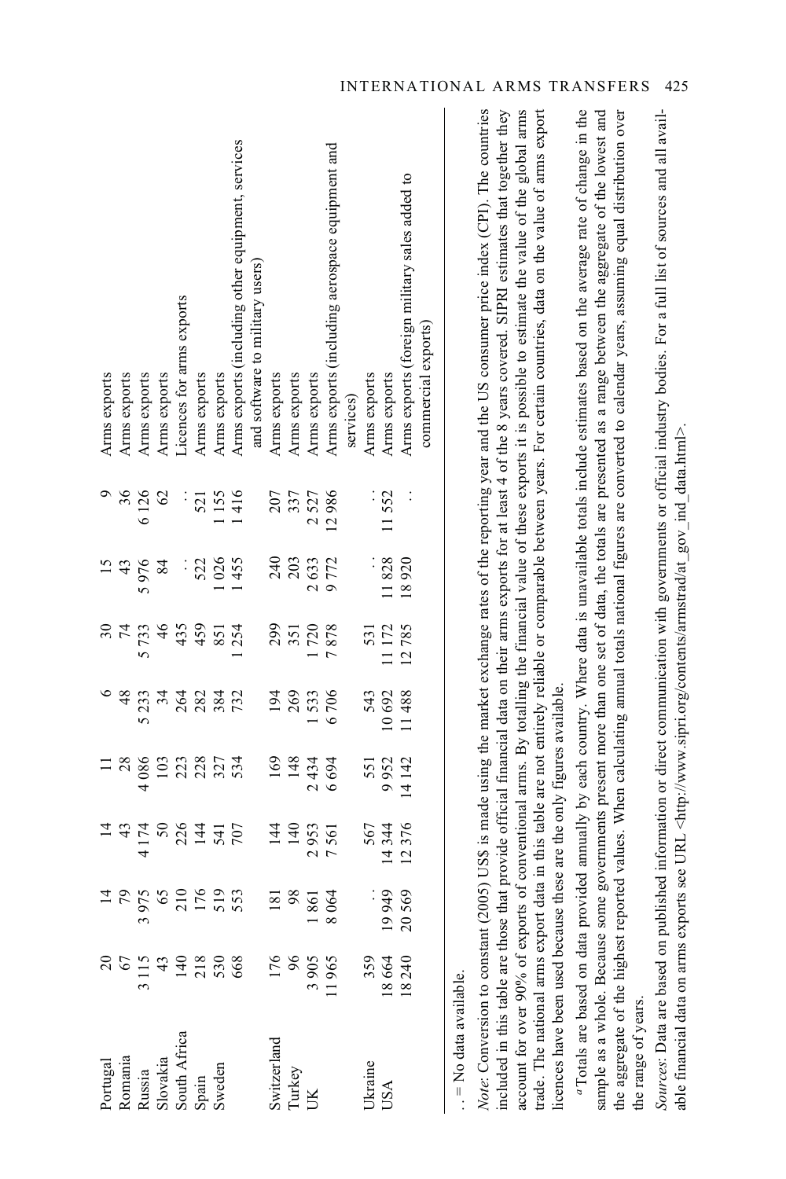| | | | | | | | | | |
|---|---|---|---|---|---|---|---|---|---|
| Portugal | 20 | 14 | 14 | 11 | 6 | 30 | 15 | 9 | Arms exports |
| Romania | 67 | 79 | 43 | 28 | 48 | 74 | 43 | 36 | Arms exports |
| Russia | 3 115 | 3 975 | 4 174 | 4 086 | 5 233 | 5 733 | 5 976 | 6 126 | Arms exports |
| Slovakia | 43 | 65 | 50 | 103 | 34 | 46 | 84 | 62 | Arms exports |
| South Africa | 140 | 210 | 226 | 223 | 264 | 435 | . . | . . | Licences for arms exports |
| Spain | 218 | 176 | 144 | 228 | 282 | 459 | 522 | 521 | Arms exports |
| Sweden | 530 | 519 | 541 | 327 | 384 | 851 | 1 026 | 1 155 | Arms exports |
| | 668 | 553 | 707 | 534 | 732 | 1 254 | 1 455 | 1 416 | Arms exports (including other equipment, services and software to military users) |
| Switzerland | 176 | 181 | 144 | 169 | 194 | 299 | 240 | 207 | Arms exports |
| Turkey | 96 | 98 | 140 | 148 | 269 | 351 | 203 | 337 | Arms exports |
| UK | 3 905 | 1 861 | 2 953 | 2 434 | 1 533 | 1 720 | 2 633 | 2 527 | Arms exports |
| | 11 965 | 8 064 | 7 561 | 6 694 | 6 706 | 7 878 | 9 772 | 12 986 | Arms exports (including aerospace equipment and services) |
| Ukraine | 359 | . . | 567 | 551 | 543 | 531 | . . | . . | Arms exports |
| USA | 18 664 | 19 949 | 14 344 | 9 952 | 10 692 | 11 172 | 11 828 | 11 552 | Arms exports |
| | 18 240 | 20 569 | 12 376 | 14 142 | 11 488 | 12 785 | 18 920 | . . | Arms exports (foreign military sales added to commercial exports) |

. . = No data available.

*Note*: Conversion to constant (2005) US$ is made using the market exchange rates of the reporting year and the US consumer price index (CPI). The countries included in this table are those that provide official financial data on their arms exports for at least 4 of the 8 years covered. SIPRI estimates that together they account for over 90% of exports of conventional arms. By totalling the financial value of these exports it is possible to estimate the value of the global arms trade. The national arms export data in this table are not entirely reliable or comparable between years. For certain countries, data on the value of arms export licences have been used because these are the only figures available.

[a] Totals are based on data provided annually by each country. Where data is unavailable totals include estimates based on the average rate of change in the sample as a whole. Because some governments present more than one set of data, the totals are presented as a range between the aggregate of the lowest and the aggregate of the highest reported values. When calculating annual totals national figures are converted to calendar years, assuming equal distribution over the range of years.

*Sources*: Data are based on published information or direct communication with governments or official industry bodies. For a full list of sources and all available financial data on arms exports see URL <http://www.sipri.org/contents/armstrad/at_gov_ind_data.html>.